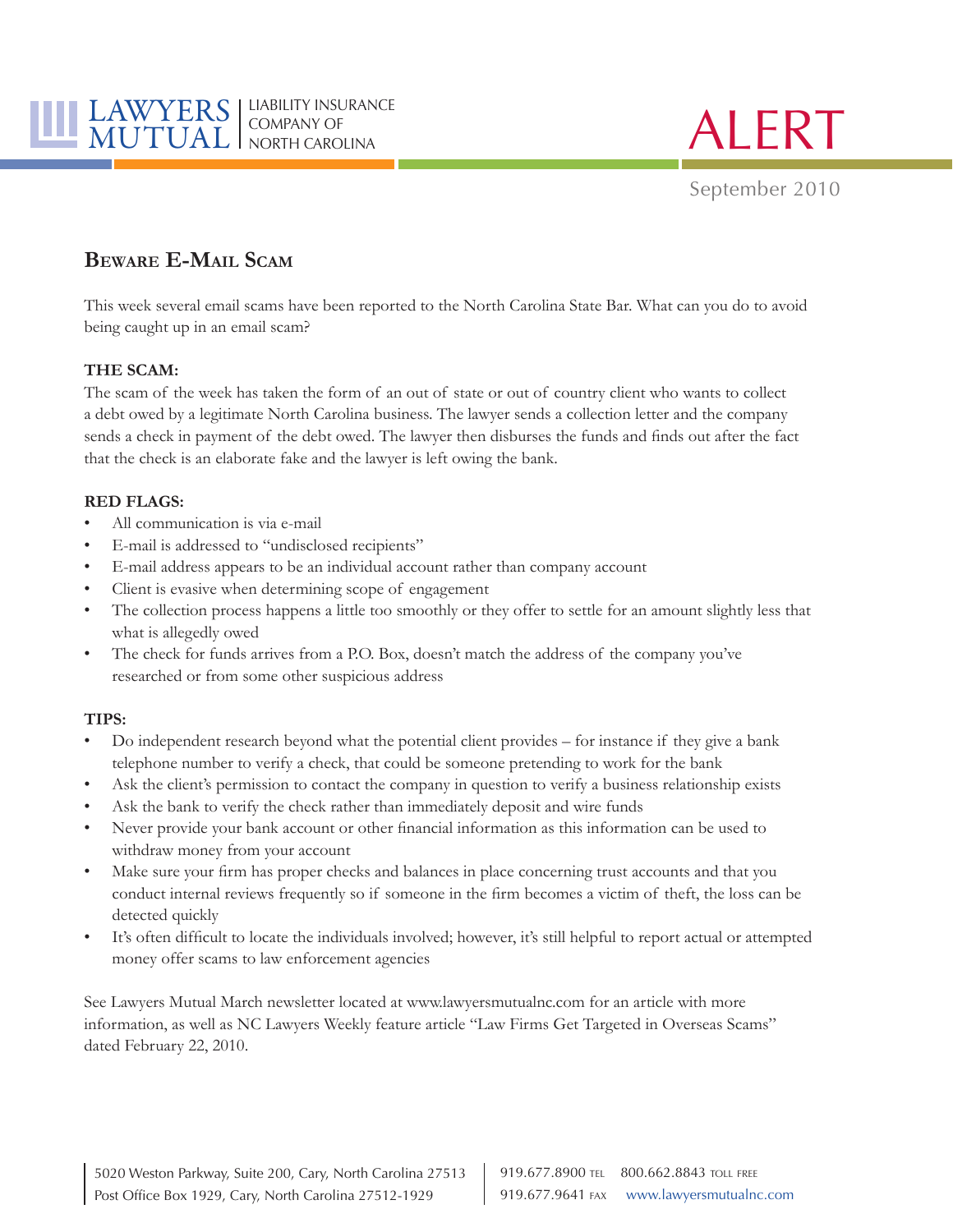LAWYERS MUTUAL | LIABILITY INSURANCE COMPANY OF NORTH CAROLINA

# ALERT

September 2010

## Beware E-Mail Scam

This week several email scams have been reported to the North Carolina State Bar. What can you do to avoid being caught up in an email scam?

**THE SCAM:**

The scam of the week has taken the form of an out of state or out of country client who wants to collect a debt owed by a legitimate North Carolina business. The lawyer sends a collection letter and the company sends a check in payment of the debt owed. The lawyer then disburses the funds and finds out after the fact that the check is an elaborate fake and the lawyer is left owing the bank.

**RED FLAGS:**

- All communication is via e-mail
- E-mail is addressed to "undisclosed recipients"
- E-mail address appears to be an individual account rather than company account
- Client is evasive when determining scope of engagement
- The collection process happens a little too smoothly or they offer to settle for an amount slightly less that what is allegedly owed
- The check for funds arrives from a P.O. Box, doesn't match the address of the company you've researched or from some other suspicious address

**TIPS:**

- Do independent research beyond what the potential client provides – for instance if they give a bank telephone number to verify a check, that could be someone pretending to work for the bank
- Ask the client's permission to contact the company in question to verify a business relationship exists
- Ask the bank to verify the check rather than immediately deposit and wire funds
- Never provide your bank account or other financial information as this information can be used to withdraw money from your account
- Make sure your firm has proper checks and balances in place concerning trust accounts and that you conduct internal reviews frequently so if someone in the firm becomes a victim of theft, the loss can be detected quickly
- It's often difficult to locate the individuals involved; however, it's still helpful to report actual or attempted money offer scams to law enforcement agencies

See Lawyers Mutual March newsletter located at www.lawyersmutualnc.com for an article with more information, as well as NC Lawyers Weekly feature article "Law Firms Get Targeted in Overseas Scams" dated February 22, 2010.

5020 Weston Parkway, Suite 200, Cary, North Carolina 27513
Post Office Box 1929, Cary, North Carolina 27512-1929

919.677.8900 TEL 800.662.8843 TOLL FREE
919.677.9641 FAX www.lawyersmutualnc.com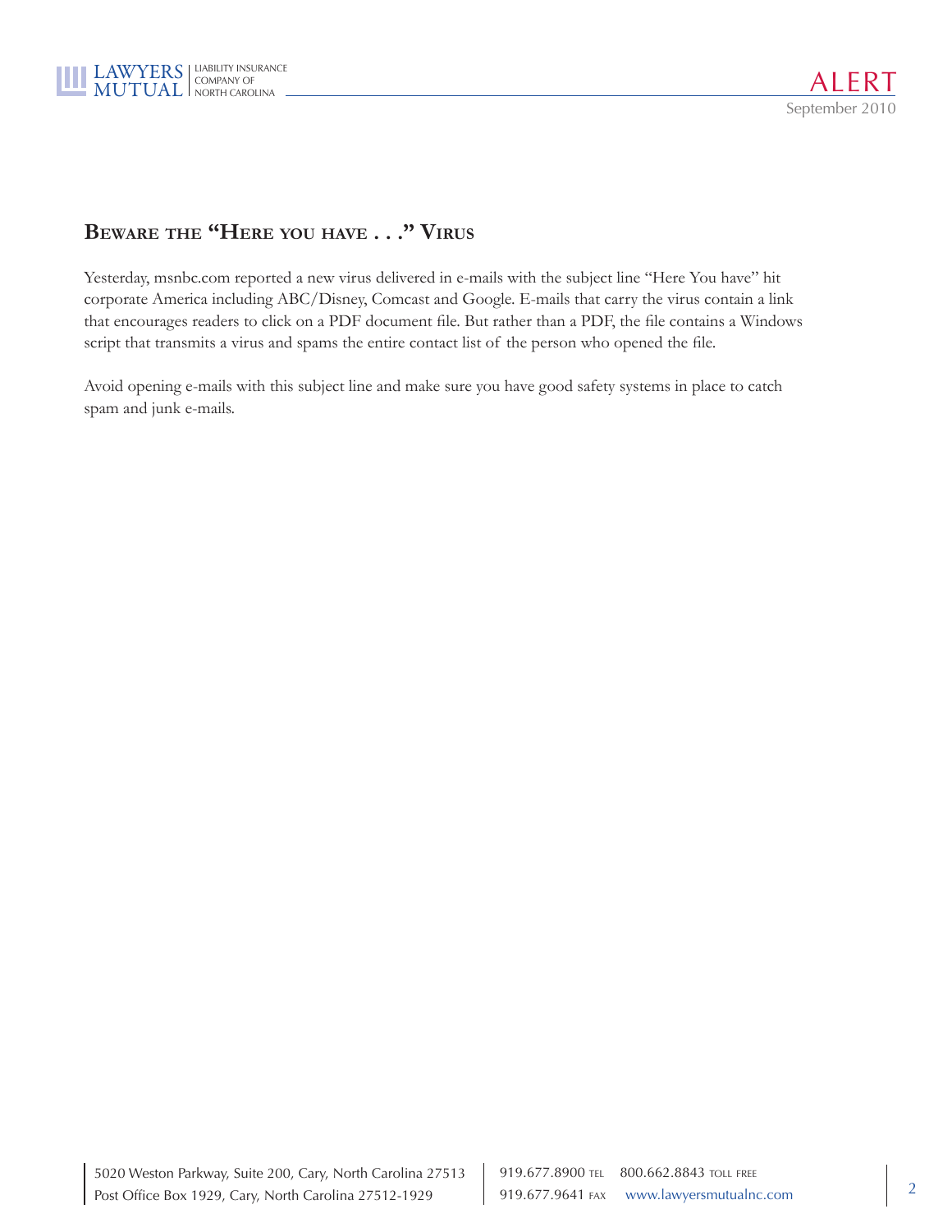## Beware the "Here you have . . ." Virus

Yesterday, msnbc.com reported a new virus delivered in e-mails with the subject line "Here You have" hit corporate America including ABC/Disney, Comcast and Google. E-mails that carry the virus contain a link that encourages readers to click on a PDF document file. But rather than a PDF, the file contains a Windows script that transmits a virus and spams the entire contact list of the person who opened the file.

Avoid opening e-mails with this subject line and make sure you have good safety systems in place to catch spam and junk e-mails.